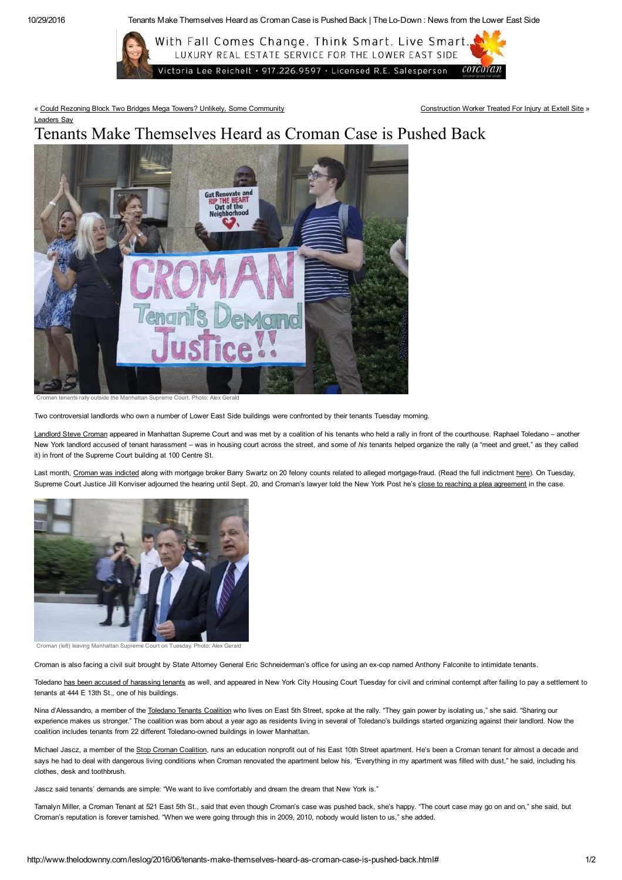« Could Rezoning Block Two Bridges Mega Towers? Unlikely, Some Community Leaders Say

Construction Worker Treated For Injury at Extell Site »

# Tenants Make Themselves Heard as Croman Case is Pushed Back

Croman tenants rally outside the Manhattan Supreme Court. Photo: Alex Gerald

Two controversial landlords who own a number of Lower East Side buildings were confronted by their tenants Tuesday morning.

Landlord Steve Croman appeared in Manhattan Supreme Court and was met by a coalition of his tenants who held a rally in front of the courthouse. Raphael Toledano – another New York landlord accused of tenant harassment – was in housing court across the street, and some of *his* tenants helped organize the rally (a "meet and greet," as they called it) in front of the Supreme Court building at 100 Centre St.

Last month, Croman was indicted along with mortgage broker Barry Swartz on 20 felony counts related to alleged mortgage-fraud. (Read the full indictment here). On Tuesday, Supreme Court Justice Jill Konviser adjourned the hearing until Sept. 20, and Croman's lawyer told the New York Post he's close to reaching a plea agreement in the case.

Croman (left) leaving Manhattan Supreme Court on Tuesday. Photo: Alex Gerald

Croman is also facing a civil suit brought by State Attorney General Eric Schneiderman's office for using an ex-cop named Anthony Falconite to intimidate tenants.

Toledano has been accused of harassing tenants as well, and appeared in New York City Housing Court Tuesday for civil and criminal contempt after failing to pay a settlement to tenants at 444 E 13th St., one of his buildings.

Nina d'Alessandro, a member of the Toledano Tenants Coalition who lives on East 5th Street, spoke at the rally. "They gain power by isolating us," she said. "Sharing our experience makes us stronger." The coalition was born about a year ago as residents living in several of Toledano's buildings started organizing against their landlord. Now the coalition includes tenants from 22 different Toledano-owned buildings in lower Manhattan.

Michael Jascz, a member of the Stop Croman Coalition, runs an education nonprofit out of his East 10th Street apartment. He's been a Croman tenant for almost a decade and says he had to deal with dangerous living conditions when Croman renovated the apartment below his. "Everything in my apartment was filled with dust," he said, including his clothes, desk and toothbrush.

Jascz said tenants' demands are simple: "We want to live comfortably and dream the dream that New York is."

Tamalyn Miller, a Croman Tenant at 521 East 5th St., said that even though Croman's case was pushed back, she's happy. "The court case may go on and on," she said, but Croman's reputation is forever tarnished. "When we were going through this in 2009, 2010, nobody would listen to us," she added.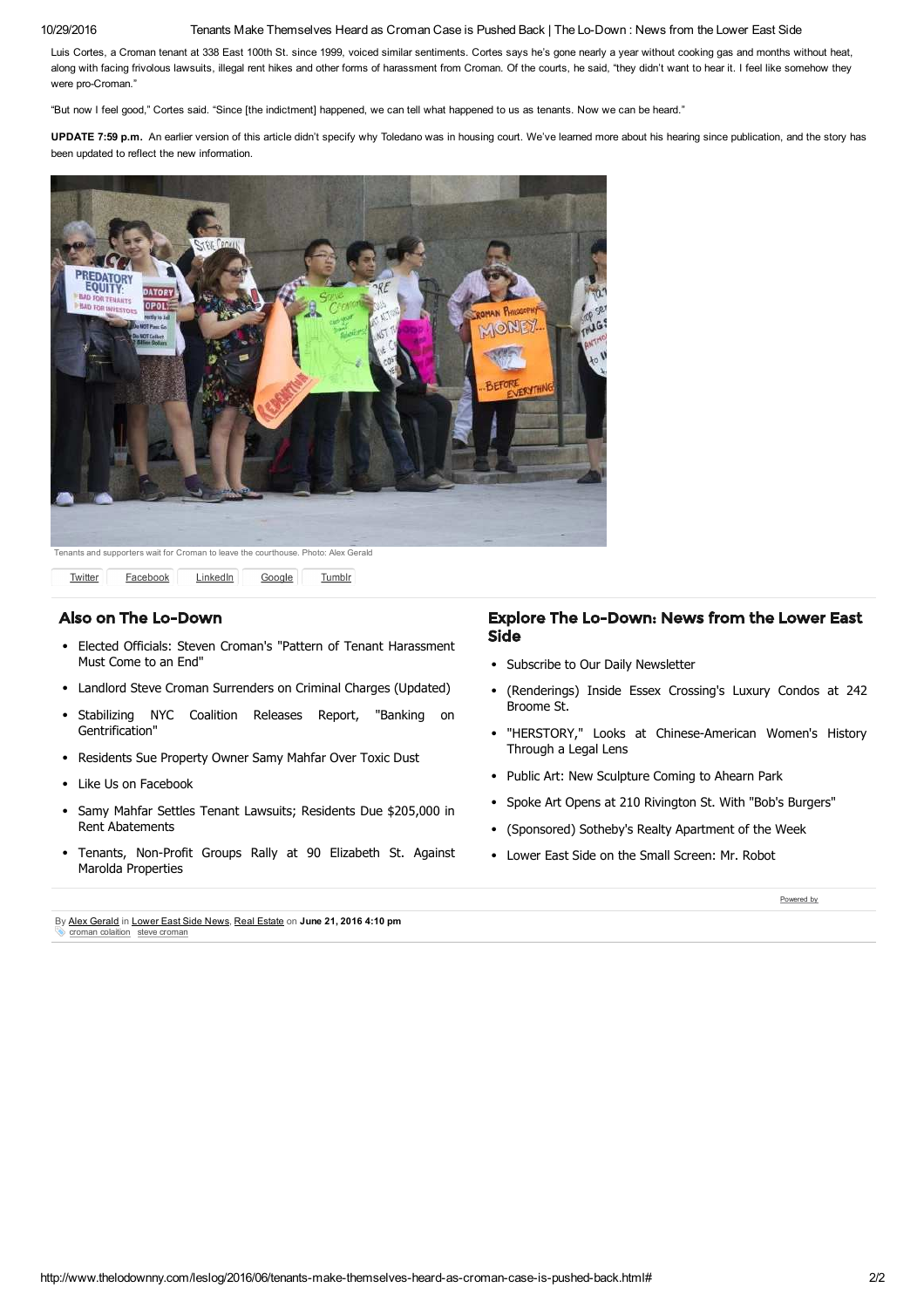Luis Cortes, a Croman tenant at 338 East 100th St. since 1999, voiced similar sentiments. Cortes says he's gone nearly a year without cooking gas and months without heat, along with facing frivolous lawsuits, illegal rent hikes and other forms of harassment from Croman. Of the courts, he said, "they didn't want to hear it. I feel like somehow they were pro-Croman."

"But now I feel good," Cortes said. "Since [the indictment] happened, we can tell what happened to us as tenants. Now we can be heard."

**UPDATE 7:59 p.m.** An earlier version of this article didn't specify why Toledano was in housing court. We've learned more about his hearing since publication, and the story has been updated to reflect the new information.

Tenants and supporters wait for Croman to leave the courthouse. Photo: Alex Gerald

Twitter Facebook LinkedIn Google Tumblr

## Also on The Lo-Down

- Elected Officials: Steven Croman's "Pattern of Tenant Harassment Must Come to an End"
- Landlord Steve Croman Surrenders on Criminal Charges (Updated)
- Stabilizing NYC Coalition Releases Report, "Banking on Gentrification"
- Residents Sue Property Owner Samy Mahfar Over Toxic Dust
- Like Us on Facebook
- Samy Mahfar Settles Tenant Lawsuits; Residents Due $205,000 in Rent Abatements
- Tenants, Non-Profit Groups Rally at 90 Elizabeth St. Against Marolda Properties

## Explore The Lo-Down: News from the Lower East Side

- Subscribe to Our Daily Newsletter
- (Renderings) Inside Essex Crossing's Luxury Condos at 242 Broome St.
- "HERSTORY," Looks at Chinese-American Women's History Through a Legal Lens
- Public Art: New Sculpture Coming to Ahearn Park
- Spoke Art Opens at 210 Rivington St. With "Bob's Burgers"
- (Sponsored) Sotheby's Realty Apartment of the Week
- Lower East Side on the Small Screen: Mr. Robot

Powered by

By Alex Gerald in Lower East Side News, Real Estate on **June 21, 2016 4:10 pm**
croman colaition steve croman